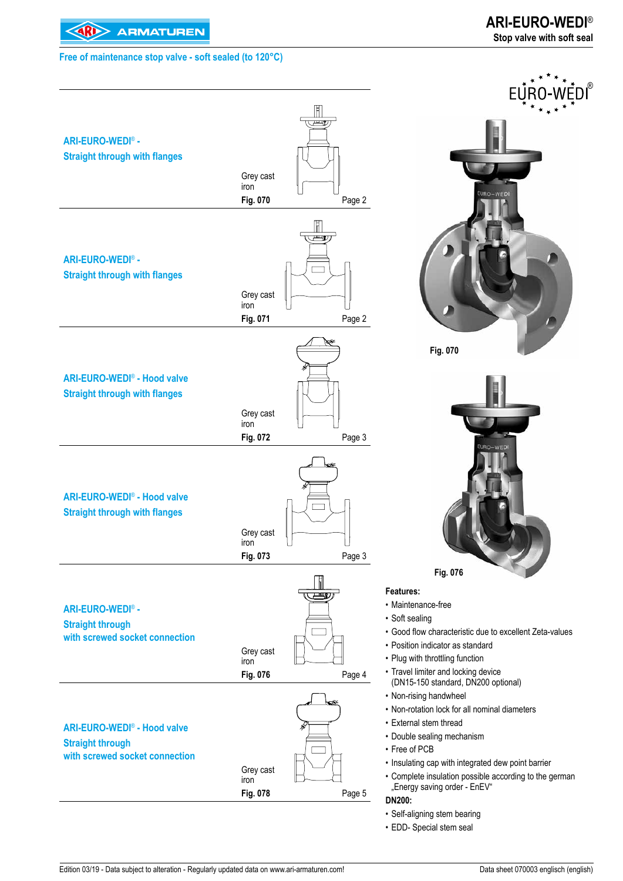# ARI-EURO-WEDI®

**Stop valve with soft seal**

**Free of maintenance stop valve - soft sealed (to 120°C)**

| Product | Material | Figure | Page |
|---|---|---|---|
| ARI-EURO-WEDI® - Straight through with flanges | Grey cast iron | **Fig. 070** | Page 2 |
| ARI-EURO-WEDI® - Straight through with flanges | Grey cast iron | **Fig. 071** | Page 2 |
| ARI-EURO-WEDI® - Hood valve Straight through with flanges | Grey cast iron | **Fig. 072** | Page 3 |
| ARI-EURO-WEDI® - Hood valve Straight through with flanges | Grey cast iron | **Fig. 073** | Page 3 |
| ARI-EURO-WEDI® - Straight through with screwed socket connection | Grey cast iron | **Fig. 076** | Page 4 |
| ARI-EURO-WEDI® - Hood valve Straight through with screwed socket connection | Grey cast iron | **Fig. 078** | Page 5 |

**Fig. 070**

**Fig. 076**

**Features:**

- Maintenance-free
- Soft sealing
- Good flow characteristic due to excellent Zeta-values
- Position indicator as standard
- Plug with throttling function
- Travel limiter and locking device (DN15-150 standard, DN200 optional)
- Non-rising handwheel
- Non-rotation lock for all nominal diameters
- External stem thread
- Double sealing mechanism
- Free of PCB
- Insulating cap with integrated dew point barrier
- Complete insulation possible according to the german „Energy saving order - EnEV“

**DN200:**

- Self-aligning stem bearing
- EDD- Special stem seal

Edition 03/19 - Data subject to alteration - Regularly updated data on www.ari-armaturen.com!

Data sheet 070003 englisch (english)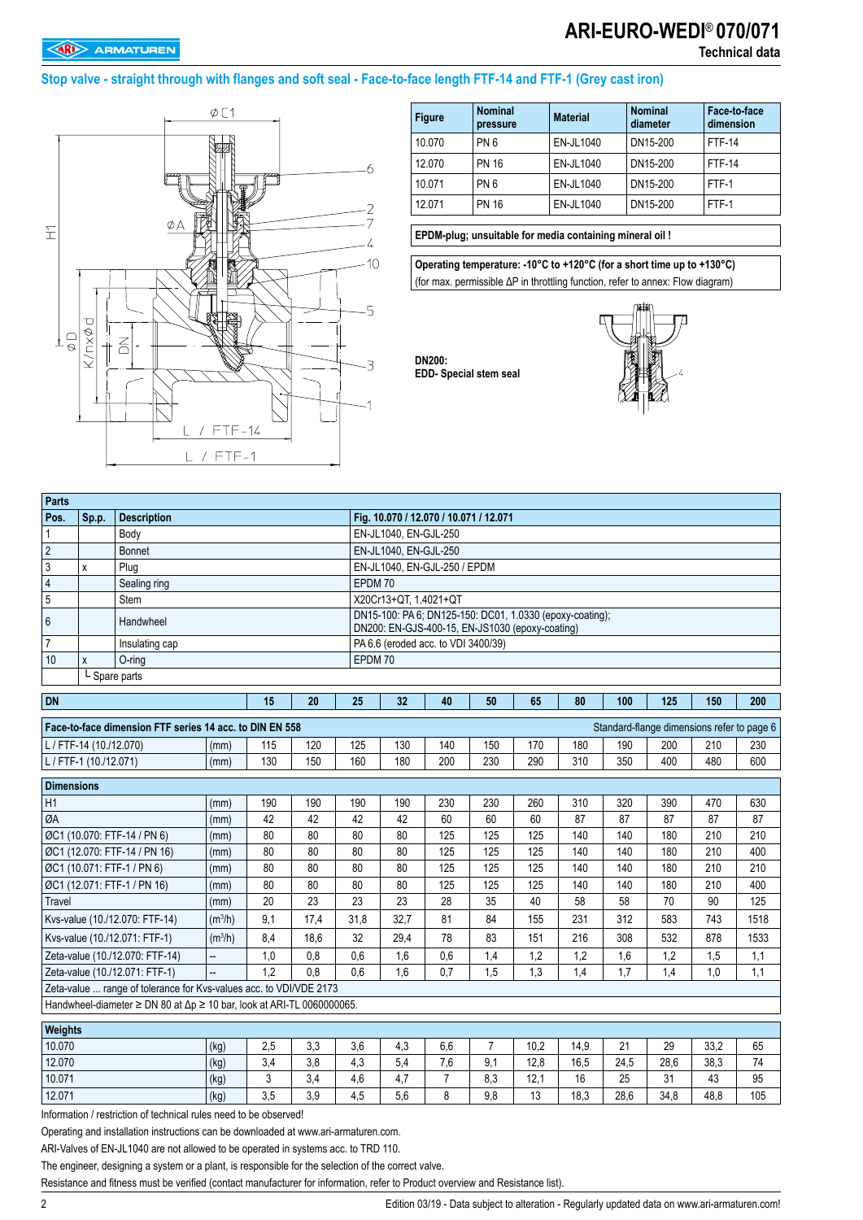# ARI-EURO-WEDI® 070/071

**Technical data**

## Stop valve - straight through with flanges and soft seal - Face-to-face length FTF-14 and FTF-1 (Grey cast iron)

| Figure | Nominal pressure | Material | Nominal diameter | Face-to-face dimension |
|---|---|---|---|---|
| 10.070 | PN 6 | EN-JL1040 | DN15-200 | FTF-14 |
| 12.070 | PN 16 | EN-JL1040 | DN15-200 | FTF-14 |
| 10.071 | PN 6 | EN-JL1040 | DN15-200 | FTF-1 |
| 12.071 | PN 16 | EN-JL1040 | DN15-200 | FTF-1 |

**EPDM-plug; unsuitable for media containing mineral oil !**

**Operating temperature: -10°C to +120°C (for a short time up to +130°C)**
(for max. permissible ΔP in throttling function, refer to annex: Flow diagram)

**DN200:**
**EDD- Special stem seal**

| Parts | | | |
|---|---|---|---|
| **Pos.** | **Sp.p.** | **Description** | **Fig. 10.070 / 12.070 / 10.071 / 12.071** |
| 1 | | Body | EN-JL1040, EN-GJL-250 |
| 2 | | Bonnet | EN-JL1040, EN-GJL-250 |
| 3 | x | Plug | EN-JL1040, EN-GJL-250 / EPDM |
| 4 | | Sealing ring | EPDM 70 |
| 5 | | Stem | X20Cr13+QT, 1.4021+QT |
| 6 | | Handwheel | DN15-100: PA 6; DN125-150: DC01, 1.0330 (epoxy-coating); DN200: EN-GJS-400-15, EN-JS1030 (epoxy-coating) |
| 7 | | Insulating cap | PA 6.6 (eroded acc. to VDI 3400/39) |
| 10 | x | O-ring | EPDM 70 |
| | └ Spare parts | | |

| DN | | 15 | 20 | 25 | 32 | 40 | 50 | 65 | 80 | 100 | 125 | 150 | 200 |
|---|---|---|---|---|---|---|---|---|---|---|---|---|---|
| **Face-to-face dimension FTF series 14 acc. to DIN EN 558** | | | | | | | | Standard-flange dimensions refer to page 6 | | | | | |
| L / FTF-14 (10./12.070) | (mm) | 115 | 120 | 125 | 130 | 140 | 150 | 170 | 180 | 190 | 200 | 210 | 230 |
| L / FTF-1 (10./12.071) | (mm) | 130 | 150 | 160 | 180 | 200 | 230 | 290 | 310 | 350 | 400 | 480 | 600 |
| **Dimensions** | | | | | | | | | | | | | |
| H1 | (mm) | 190 | 190 | 190 | 190 | 230 | 230 | 260 | 310 | 320 | 390 | 470 | 630 |
| ØA | (mm) | 42 | 42 | 42 | 42 | 60 | 60 | 60 | 87 | 87 | 87 | 87 | 87 |
| ØC1 (10.070: FTF-14 / PN 6) | (mm) | 80 | 80 | 80 | 80 | 125 | 125 | 125 | 140 | 140 | 180 | 210 | 210 |
| ØC1 (12.070: FTF-14 / PN 16) | (mm) | 80 | 80 | 80 | 80 | 125 | 125 | 125 | 140 | 140 | 180 | 210 | 400 |
| ØC1 (10.071: FTF-1 / PN 6) | (mm) | 80 | 80 | 80 | 80 | 125 | 125 | 125 | 140 | 140 | 180 | 210 | 210 |
| ØC1 (12.071: FTF-1 / PN 16) | (mm) | 80 | 80 | 80 | 80 | 125 | 125 | 125 | 140 | 140 | 180 | 210 | 400 |
| Travel | (mm) | 20 | 23 | 23 | 23 | 28 | 35 | 40 | 58 | 58 | 70 | 90 | 125 |
| Kvs-value (10./12.070: FTF-14) | ($m^3$/h) | 9,1 | 17,4 | 31,8 | 32,7 | 81 | 84 | 155 | 231 | 312 | 583 | 743 | 1518 |
| Kvs-value (10./12.071: FTF-1) | ($m^3$/h) | 8,4 | 18,6 | 32 | 29,4 | 78 | 83 | 151 | 216 | 308 | 532 | 878 | 1533 |
| Zeta-value (10./12.070: FTF-14) | -- | 1,0 | 0,8 | 0,6 | 1,6 | 0,6 | 1,4 | 1,2 | 1,2 | 1,6 | 1,2 | 1,5 | 1,1 |
| Zeta-value (10./12.071: FTF-1) | -- | 1,2 | 0,8 | 0,6 | 1,6 | 0,7 | 1,5 | 1,3 | 1,4 | 1,7 | 1,4 | 1,0 | 1,1 |
| Zeta-value ... range of tolerance for Kvs-values acc. to VDI/VDE 2173 | | | | | | | | | | | | | |
| Handwheel-diameter ≥ DN 80 at Δp ≥ 10 bar, look at ARI-TL 0060000065. | | | | | | | | | | | | | |
| **Weights** | | | | | | | | | | | | | |
| 10.070 | (kg) | 2,5 | 3,3 | 3,6 | 4,3 | 6,6 | 7 | 10,2 | 14,9 | 21 | 29 | 33,2 | 65 |
| 12.070 | (kg) | 3,4 | 3,8 | 4,3 | 5,4 | 7,6 | 9,1 | 12,8 | 16,5 | 24,5 | 28,6 | 38,3 | 74 |
| 10.071 | (kg) | 3 | 3,4 | 4,6 | 4,7 | 7 | 8,3 | 12,1 | 16 | 25 | 31 | 43 | 95 |
| 12.071 | (kg) | 3,5 | 3,9 | 4,5 | 5,6 | 8 | 9,8 | 13 | 18,3 | 28,6 | 34,8 | 48,8 | 105 |

Information / restriction of technical rules need to be observed!

Operating and installation instructions can be downloaded at www.ari-armaturen.com.

ARI-Valves of EN-JL1040 are not allowed to be operated in systems acc. to TRD 110.

The engineer, designing a system or a plant, is responsible for the selection of the correct valve.

Resistance and fitness must be verified (contact manufacturer for information, refer to Product overview and Resistance list).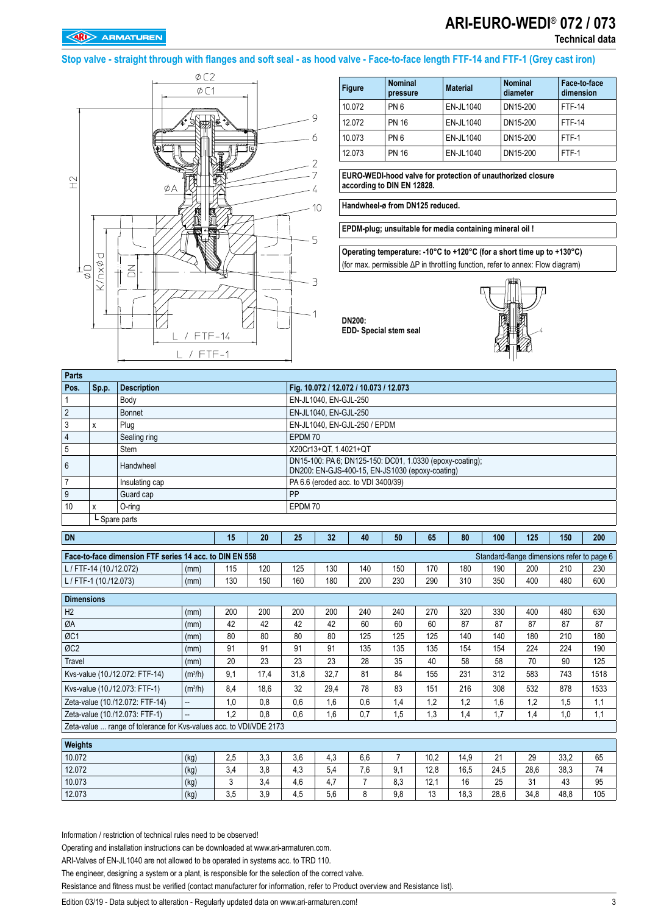# ARI-EURO-WEDI® 072 / 073

Technical data

## Stop valve - straight through with flanges and soft seal - as hood valve - Face-to-face length FTF-14 and FTF-1 (Grey cast iron)

| Figure | Nominal pressure | Material | Nominal diameter | Face-to-face dimension |
|---|---|---|---|---|
| 10.072 | PN 6 | EN-JL1040 | DN15-200 | FTF-14 |
| 12.072 | PN 16 | EN-JL1040 | DN15-200 | FTF-14 |
| 10.073 | PN 6 | EN-JL1040 | DN15-200 | FTF-1 |
| 12.073 | PN 16 | EN-JL1040 | DN15-200 | FTF-1 |

**EURO-WEDI-hood valve for protection of unauthorized closure according to DIN EN 12828.**

**Handwheel-ø from DN125 reduced.**

**EPDM-plug; unsuitable for media containing mineral oil !**

**Operating temperature: -10°C to +120°C (for a short time up to +130°C)**
(for max. permissible ΔP in throttling function, refer to annex: Flow diagram)

**DN200:**
**EDD- Special stem seal**

| Parts | | | |
|---|---|---|---|
| **Pos.** | **Sp.p.** | **Description** | **Fig. 10.072 / 12.072 / 10.073 / 12.073** |
| 1 | | Body | EN-JL1040, EN-GJL-250 |
| 2 | | Bonnet | EN-JL1040, EN-GJL-250 |
| 3 | x | Plug | EN-JL1040, EN-GJL-250 / EPDM |
| 4 | | Sealing ring | EPDM 70 |
| 5 | | Stem | X20Cr13+QT, 1.4021+QT |
| 6 | | Handwheel | DN15-100: PA 6; DN125-150: DC01, 1.0330 (epoxy-coating); DN200: EN-GJS-400-15, EN-JS1030 (epoxy-coating) |
| 7 | | Insulating cap | PA 6.6 (eroded acc. to VDI 3400/39) |
| 9 | | Guard cap | PP |
| 10 | x | O-ring | EPDM 70 |
| | └ Spare parts | | |

| DN | | 15 | 20 | 25 | 32 | 40 | 50 | 65 | 80 | 100 | 125 | 150 | 200 |
|---|---|---|---|---|---|---|---|---|---|---|---|---|---|
| **Face-to-face dimension FTF series 14 acc. to DIN EN 558** (Standard-flange dimensions refer to page 6) | | | | | | | | | | | | | |
| L / FTF-14 (10./12.072) | (mm) | 115 | 120 | 125 | 130 | 140 | 150 | 170 | 180 | 190 | 200 | 210 | 230 |
| L / FTF-1 (10./12.073) | (mm) | 130 | 150 | 160 | 180 | 200 | 230 | 290 | 310 | 350 | 400 | 480 | 600 |
| **Dimensions** | | | | | | | | | | | | | |
| H2 | (mm) | 200 | 200 | 200 | 200 | 240 | 240 | 270 | 320 | 330 | 400 | 480 | 630 |
| ØA | (mm) | 42 | 42 | 42 | 42 | 60 | 60 | 60 | 87 | 87 | 87 | 87 | 87 |
| ØC1 | (mm) | 80 | 80 | 80 | 80 | 125 | 125 | 125 | 140 | 140 | 180 | 210 | 180 |
| ØC2 | (mm) | 91 | 91 | 91 | 91 | 135 | 135 | 135 | 154 | 154 | 224 | 224 | 190 |
| Travel | (mm) | 20 | 23 | 23 | 23 | 28 | 35 | 40 | 58 | 58 | 70 | 90 | 125 |
| Kvs-value (10./12.072: FTF-14) | ($m^3/h$) | 9,1 | 17,4 | 31,8 | 32,7 | 81 | 84 | 155 | 231 | 312 | 583 | 743 | 1518 |
| Kvs-value (10./12.073: FTF-1) | ($m^3/h$) | 8,4 | 18,6 | 32 | 29,4 | 78 | 83 | 151 | 216 | 308 | 532 | 878 | 1533 |
| Zeta-value (10./12.072: FTF-14) | -- | 1,0 | 0,8 | 0,6 | 1,6 | 0,6 | 1,4 | 1,2 | 1,2 | 1,6 | 1,2 | 1,5 | 1,1 |
| Zeta-value (10./12.073: FTF-1) | -- | 1,2 | 0,8 | 0,6 | 1,6 | 0,7 | 1,5 | 1,3 | 1,4 | 1,7 | 1,4 | 1,0 | 1,1 |
| Zeta-value ... range of tolerance for Kvs-values acc. to VDI/VDE 2173 | | | | | | | | | | | | | |
| **Weights** | | | | | | | | | | | | | |
| 10.072 | (kg) | 2,5 | 3,3 | 3,6 | 4,3 | 6,6 | 7 | 10,2 | 14,9 | 21 | 29 | 33,2 | 65 |
| 12.072 | (kg) | 3,4 | 3,8 | 4,3 | 5,4 | 7,6 | 9,1 | 12,8 | 16,5 | 24,5 | 28,6 | 38,3 | 74 |
| 10.073 | (kg) | 3 | 3,4 | 4,6 | 4,7 | 7 | 8,3 | 12,1 | 16 | 25 | 31 | 43 | 95 |
| 12.073 | (kg) | 3,5 | 3,9 | 4,5 | 5,6 | 8 | 9,8 | 13 | 18,3 | 28,6 | 34,8 | 48,8 | 105 |

Information / restriction of technical rules need to be observed!

Operating and installation instructions can be downloaded at www.ari-armaturen.com.

ARI-Valves of EN-JL1040 are not allowed to be operated in systems acc. to TRD 110.

The engineer, designing a system or a plant, is responsible for the selection of the correct valve.

Resistance and fitness must be verified (contact manufacturer for information, refer to Product overview and Resistance list).

Edition 03/19 - Data subject to alteration - Regularly updated data on www.ari-armaturen.com!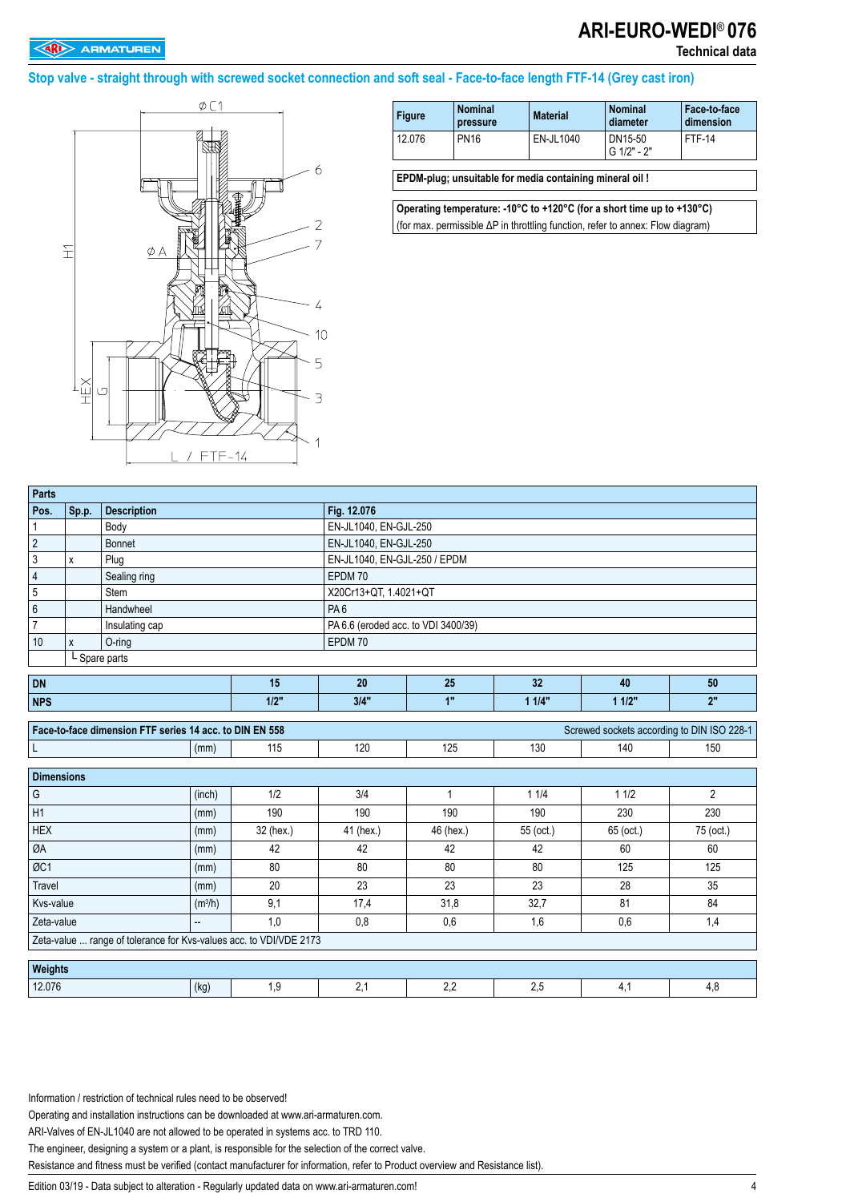# ARI-EURO-WEDI® 076

**Technical data**

## Stop valve - straight through with screwed socket connection and soft seal - Face-to-face length FTF-14 (Grey cast iron)

| Figure | Nominal pressure | Material | Nominal diameter | Face-to-face dimension |
|---|---|---|---|---|
| 12.076 | PN16 | EN-JL1040 | DN15-50<br>G 1/2" - 2" | FTF-14 |

**EPDM-plug; unsuitable for media containing mineral oil !**

**Operating temperature: -10°C to +120°C (for a short time up to +130°C)**
(for max. permissible ΔP in throttling function, refer to annex: Flow diagram)

| Parts | | | |
|---|---|---|---|
| **Pos.** | **Sp.p.** | **Description** | **Fig. 12.076** |
| 1 | | Body | EN-JL1040, EN-GJL-250 |
| 2 | | Bonnet | EN-JL1040, EN-GJL-250 |
| 3 | x | Plug | EN-JL1040, EN-GJL-250 / EPDM |
| 4 | | Sealing ring | EPDM 70 |
| 5 | | Stem | X20Cr13+QT, 1.4021+QT |
| 6 | | Handwheel | PA 6 |
| 7 | | Insulating cap | PA 6.6 (eroded acc. to VDI 3400/39) |
| 10 | x | O-ring | EPDM 70 |
| | └ Spare parts | | |

| DN | | 15 | 20 | 25 | 32 | 40 | 50 |
|---|---|---|---|---|---|---|---|
| **NPS** | | **1/2"** | **3/4"** | **1"** | **1 1/4"** | **1 1/2"** | **2"** |
| **Face-to-face dimension FTF series 14 acc. to DIN EN 558** | | | | | | | Screwed sockets according to DIN ISO 228-1 |
| L | (mm) | 115 | 120 | 125 | 130 | 140 | 150 |
| **Dimensions** | | | | | | | |
| G | (inch) | 1/2 | 3/4 | 1 | 1 1/4 | 1 1/2 | 2 |
| H1 | (mm) | 190 | 190 | 190 | 190 | 230 | 230 |
| HEX | (mm) | 32 (hex.) | 41 (hex.) | 46 (hex.) | 55 (oct.) | 65 (oct.) | 75 (oct.) |
| ØA | (mm) | 42 | 42 | 42 | 42 | 60 | 60 |
| ØC1 | (mm) | 80 | 80 | 80 | 80 | 125 | 125 |
| Travel | (mm) | 20 | 23 | 23 | 23 | 28 | 35 |
| Kvs-value | ($m^3/h$) | 9,1 | 17,4 | 31,8 | 32,7 | 81 | 84 |
| Zeta-value | -- | 1,0 | 0,8 | 0,6 | 1,6 | 0,6 | 1,4 |
| Zeta-value ... range of tolerance for Kvs-values acc. to VDI/VDE 2173 | | | | | | | |
| **Weights** | | | | | | | |
| 12.076 | (kg) | 1,9 | 2,1 | 2,2 | 2,5 | 4,1 | 4,8 |

Information / restriction of technical rules need to be observed!

Operating and installation instructions can be downloaded at www.ari-armaturen.com.

ARI-Valves of EN-JL1040 are not allowed to be operated in systems acc. to TRD 110.

The engineer, designing a system or a plant, is responsible for the correct valve.

Resistance and fitness must be verified (contact manufacturer for information, refer to Product overview and Resistance list).

Edition 03/19 - Data subject to alteration - Regularly updated data on www.ari-armaturen.com!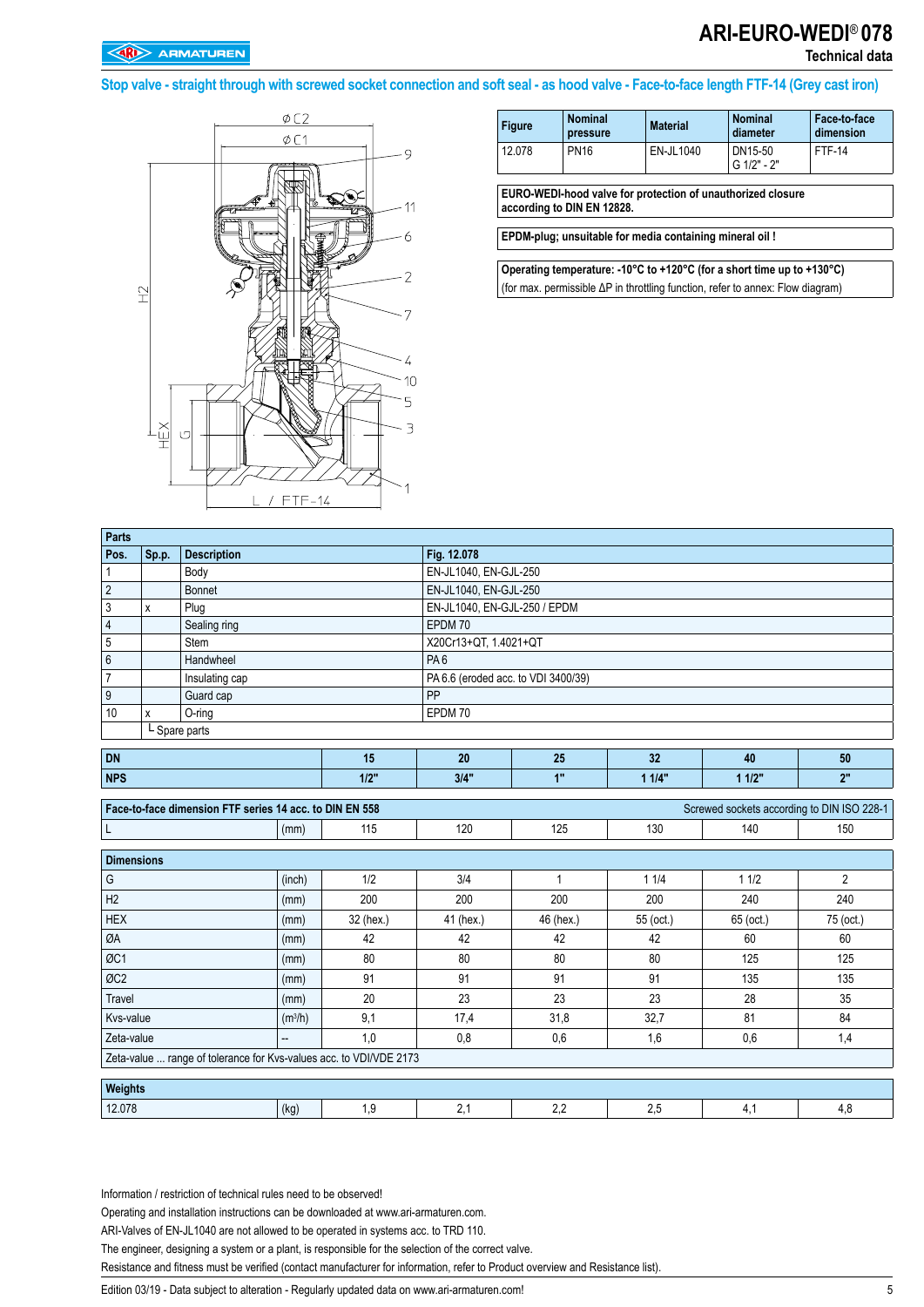# ARI-EURO-WEDI® 078

Technical data

## Stop valve - straight through with screwed socket connection and soft seal - as hood valve - Face-to-face length FTF-14 (Grey cast iron)

| Figure | Nominal pressure | Material | Nominal diameter | Face-to-face dimension |
|---|---|---|---|---|
| 12.078 | PN16 | EN-JL1040 | DN15-50 G 1/2" - 2" | FTF-14 |

**EURO-WEDI-hood valve for protection of unauthorized closure according to DIN EN 12828.**

**EPDM-plug; unsuitable for media containing mineral oil !**

**Operating temperature: -10°C to +120°C (for a short time up to +130°C)**
(for max. permissible ΔP in throttling function, refer to annex: Flow diagram)

| Pos. | Sp.p. | Description | Fig. 12.078 |
|---|---|---|---|
| 1 | | Body | EN-JL1040, EN-GJL-250 |
| 2 | | Bonnet | EN-JL1040, EN-GJL-250 |
| 3 | x | Plug | EN-JL1040, EN-GJL-250 / EPDM |
| 4 | | Sealing ring | EPDM 70 |
| 5 | | Stem | X20Cr13+QT, 1.4021+QT |
| 6 | | Handwheel | PA 6 |
| 7 | | Insulating cap | PA 6.6 (eroded acc. to VDI 3400/39) |
| 9 | | Guard cap | PP |
| 10 | x | O-ring | EPDM 70 |
| | └ Spare parts | | |

| DN | | 15 | 20 | 25 | 32 | 40 | 50 |
|---|---|---|---|---|---|---|---|
| NPS | | 1/2" | 3/4" | 1" | 1 1/4" | 1 1/2" | 2" |
| **Face-to-face dimension FTF series 14 acc. to DIN EN 558** (Screwed sockets according to DIN ISO 228-1) | | | | | | | |
| L | (mm) | 115 | 120 | 125 | 130 | 140 | 150 |
| **Dimensions** | | | | | | | |
| G | (inch) | 1/2 | 3/4 | 1 | 1 1/4 | 1 1/2 | 2 |
| H2 | (mm) | 200 | 200 | 200 | 200 | 240 | 240 |
| HEX | (mm) | 32 (hex.) | 41 (hex.) | 46 (hex.) | 55 (oct.) | 65 (oct.) | 75 (oct.) |
| ØA | (mm) | 42 | 42 | 42 | 42 | 60 | 60 |
| ØC1 | (mm) | 80 | 80 | 80 | 80 | 125 | 125 |
| ØC2 | (mm) | 91 | 91 | 91 | 91 | 135 | 135 |
| Travel | (mm) | 20 | 23 | 23 | 23 | 28 | 35 |
| Kvs-value | ($m^3/h$) | 9,1 | 17,4 | 31,8 | 32,7 | 81 | 84 |
| Zeta-value | -- | 1,0 | 0,8 | 0,6 | 1,6 | 0,6 | 1,4 |
| Zeta-value ... range of tolerance for Kvs-values acc. to VDI/VDE 2173 | | | | | | | |
| **Weights** | | | | | | | |
| 12.078 | (kg) | 1,9 | 2,1 | 2,2 | 2,5 | 4,1 | 4,8 |

Information / restriction of technical rules need to be observed!

Operating and installation instructions can be downloaded at www.ari-armaturen.com.

ARI-Valves of EN-JL1040 are not allowed to be operated in systems acc. to TRD 110.

The engineer, designing a system or a plant, is responsible for the selection of the correct valve.

Resistance and fitness must be verified (contact manufacturer for information, refer to Product overview and Resistance list).

Edition 03/19 - Data subject to alteration - Regularly updated data on www.ari-armaturen.com!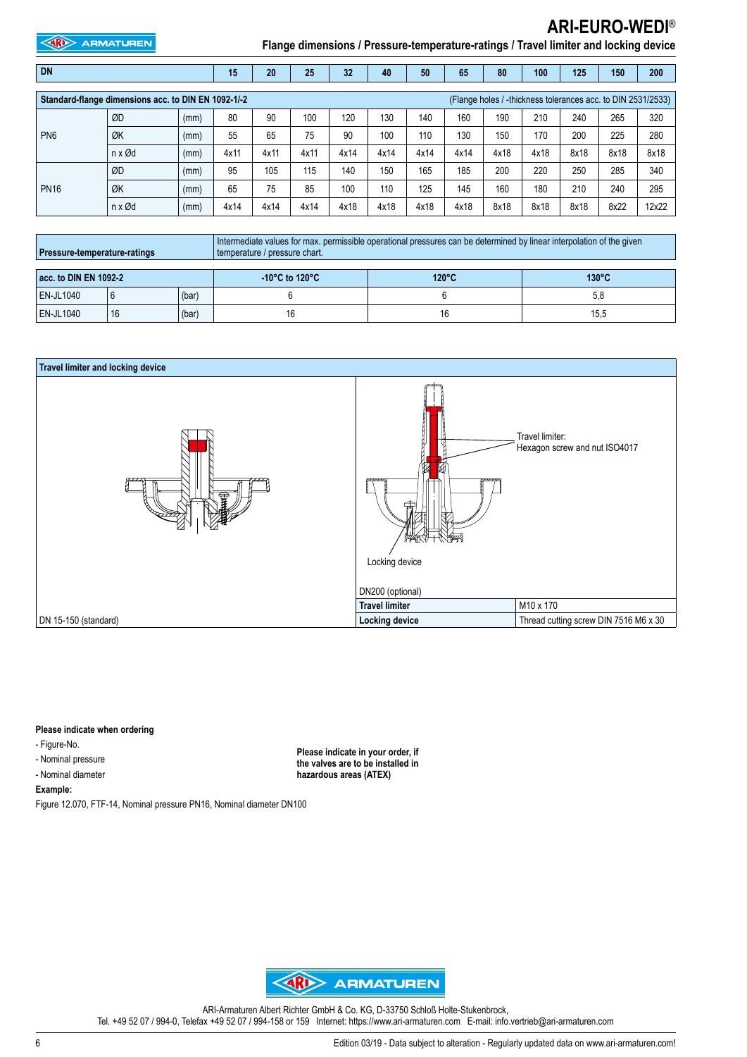# ARI-EURO-WEDI®

## Flange dimensions / Pressure-temperature-ratings / Travel limiter and locking device

| DN | | | 15 | 20 | 25 | 32 | 40 | 50 | 65 | 80 | 100 | 125 | 150 | 200 |
|---|---|---|---|---|---|---|---|---|---|---|---|---|---|---|
| **Standard-flange dimensions acc. to DIN EN 1092-1/-2** | | | (Flange holes / -thickness tolerances acc. to DIN 2531/2533) | | | | | | | | | | | |
| PN6 | ØD | (mm) | 80 | 90 | 100 | 120 | 130 | 140 | 160 | 190 | 210 | 240 | 265 | 320 |
| | ØK | (mm) | 55 | 65 | 75 | 90 | 100 | 110 | 130 | 150 | 170 | 200 | 225 | 280 |
| | n x Ød | (mm) | 4x11 | 4x11 | 4x11 | 4x14 | 4x14 | 4x14 | 4x14 | 4x18 | 4x18 | 8x18 | 8x18 | 8x18 |
| PN16 | ØD | (mm) | 95 | 105 | 115 | 140 | 150 | 165 | 185 | 200 | 220 | 250 | 285 | 340 |
| | ØK | (mm) | 65 | 75 | 85 | 100 | 110 | 125 | 145 | 160 | 180 | 210 | 240 | 295 |
| | n x Ød | (mm) | 4x14 | 4x14 | 4x14 | 4x18 | 4x18 | 4x18 | 4x18 | 8x18 | 8x18 | 8x18 | 8x22 | 12x22 |

**Pressure-temperature-ratings**

Intermediate values for max. permissible operational pressures can be determined by linear interpolation of the given temperature / pressure chart.

| acc. to DIN EN 1092-2 | | | -10°C to 120°C | 120°C | 130°C |
|---|---|---|---|---|---|
| EN-JL1040 | 6 | (bar) | 6 | 6 | 5,8 |
| EN-JL1040 | 16 | (bar) | 16 | 16 | 15,5 |

**Travel limiter and locking device**

Travel limiter:
Hexagon screw and nut ISO4017

Locking device

DN 15-150 (standard)

DN200 (optional)

| | |
|---|---|
| **Travel limiter** | M10 x 170 |
| **Locking device** | Thread cutting screw DIN 7516 M6 x 30 |

**Please indicate when ordering**

- Figure-No.
- Nominal pressure
- Nominal diameter

**Example:**

Figure 12.070, FTF-14, Nominal pressure PN16, Nominal diameter DN100

**Please indicate in your order, if the valves are to be installed in hazardous areas (ATEX)**

ARI-Armaturen Albert Richter GmbH & Co. KG, D-33750 Schloß Holte-Stukenbrock,
Tel. +49 52 07 / 994-0, Telefax +49 52 07 / 994-158 or 159 Internet: https://www.ari-armaturen.com E-mail: info.vertrieb@ari-armaturen.com

Edition 03/19 - Data subject to alteration - Regularly updated data on www.ari-armaturen.com!